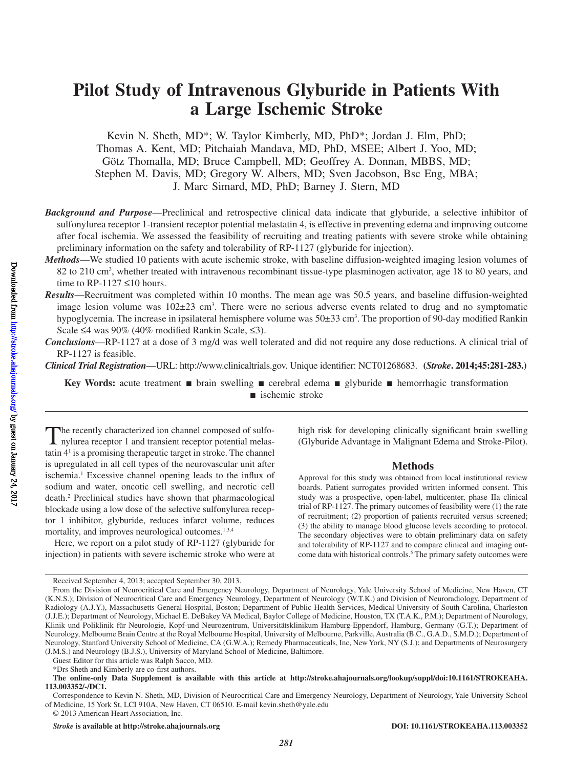# Pilot Study of Intravenous Glyburide in Patients With a Large Ischemic Stroke

Kevin N. Sheth, MD*; W. Taylor Kimberly, MD, PhD*; Jordan J. Elm, PhD; Thomas A. Kent, MD; Pitchaiah Mandava, MD, PhD, MSEE; Albert J. Yoo, MD; Götz Thomalla, MD; Bruce Campbell, MD; Geoffrey A. Donnan, MBBS, MD; Stephen M. Davis, MD; Gregory W. Albers, MD; Sven Jacobson, Bsc Eng, MBA; J. Marc Simard, MD, PhD; Barney J. Stern, MD

***Background and Purpose***—Preclinical and retrospective clinical data indicate that glyburide, a selective inhibitor of sulfonylurea receptor 1-transient receptor potential melastatin 4, is effective in preventing edema and improving outcome after focal ischemia. We assessed the feasibility of recruiting and treating patients with severe stroke while obtaining preliminary information on the safety and tolerability of RP-1127 (glyburide for injection).

***Methods***—We studied 10 patients with acute ischemic stroke, with baseline diffusion-weighted imaging lesion volumes of 82 to 210 $cm^3$, whether treated with intravenous recombinant tissue-type plasminogen activator, age 18 to 80 years, and time to RP-1127 ≤10 hours.

***Results***—Recruitment was completed within 10 months. The mean age was 50.5 years, and baseline diffusion-weighted image lesion volume was 102±23 $cm^3$. There were no serious adverse events related to drug and no symptomatic hypoglycemia. The increase in ipsilateral hemisphere volume was 50±33 $cm^3$. The proportion of 90-day modified Rankin Scale ≤4 was 90% (40% modified Rankin Scale, ≤3).

***Conclusions***—RP-1127 at a dose of 3 mg/d was well tolerated and did not require any dose reductions. A clinical trial of RP-1127 is feasible.

***Clinical Trial Registration***—URL: http://www.clinicaltrials.gov. Unique identifier: NCT01268683. **(*Stroke*. 2014;45:281-283.)**

**Key Words:** acute treatment ■ brain swelling ■ cerebral edema ■ glyburide ■ hemorrhagic transformation ■ ischemic stroke

The recently characterized ion channel composed of sulfonylurea receptor 1 and transient receptor potential melastatin 4[1] is a promising therapeutic target in stroke. The channel is upregulated in all cell types of the neurovascular unit after ischemia.[1] Excessive channel opening leads to the influx of sodium and water, oncotic cell swelling, and necrotic cell death.[2] Preclinical studies have shown that pharmacological blockade using a low dose of the selective sulfonylurea receptor 1 inhibitor, glyburide, reduces infarct volume, reduces mortality, and improves neurological outcomes.[1,3,4]

Here, we report on a pilot study of RP-1127 (glyburide for injection) in patients with severe ischemic stroke who were at high risk for developing clinically significant brain swelling (Glyburide Advantage in Malignant Edema and Stroke-Pilot).

## Methods

Approval for this study was obtained from local institutional review boards. Patient surrogates provided written informed consent. This study was a prospective, open-label, multicenter, phase IIa clinical trial of RP-1127. The primary outcomes of feasibility were (1) the rate of recruitment; (2) proportion of patients recruited versus screened; (3) the ability to manage blood glucose levels according to protocol. The secondary objectives were to obtain preliminary data on safety and tolerability of RP-1127 and to compare clinical and imaging outcome data with historical controls.[5] The primary safety outcomes were

---

Received September 4, 2013; accepted September 30, 2013.

From the Division of Neurocritical Care and Emergency Neurology, Department of Neurology, Yale University School of Medicine, New Haven, CT (K.N.S.); Division of Neurocritical Care and Emergency Neurology, Department of Neurology (W.T.K.) and Division of Neuroradiology, Department of Radiology (A.J.Y.), Massachusetts General Hospital, Boston; Department of Public Health Services, Medical University of South Carolina, Charleston (J.J.E.); Department of Neurology, Michael E. DeBakey VA Medical, Baylor College of Medicine, Houston, TX (T.A.K., P.M.); Department of Neurology, Klinik und Poliklinik für Neurologie, Kopf-und Neurozentrum, Universitätsklinikum Hamburg-Eppendorf, Hamburg, Germany (G.T.); Department of Neurology, Melbourne Brain Centre at the Royal Melbourne Hospital, University of Melbourne, Parkville, Australia (B.C., G.A.D., S.M.D.); Department of Neurology, Stanford University School of Medicine, CA (G.W.A.); Remedy Pharmaceuticals, Inc, New York, NY (S.J.); and Departments of Neurosurgery (J.M.S.) and Neurology (B.J.S.), University of Maryland School of Medicine, Baltimore.

Guest Editor for this article was Ralph Sacco, MD.

*Drs Sheth and Kimberly are co-first authors.

**The online-only Data Supplement is available with this article at http://stroke.ahajournals.org/lookup/suppl/doi:10.1161/STROKEAHA.113.003352/-/DC1.**

Correspondence to Kevin N. Sheth, MD, Division of Neurocritical Care and Emergency Neurology, Department of Neurology, Yale University School of Medicine, 15 York St, LCI 910A, New Haven, CT 06510. E-mail kevin.sheth@yale.edu

© 2013 American Heart Association, Inc.

*Stroke* **is available at http://stroke.ahajournals.org** **DOI: 10.1161/STROKEAHA.113.003352**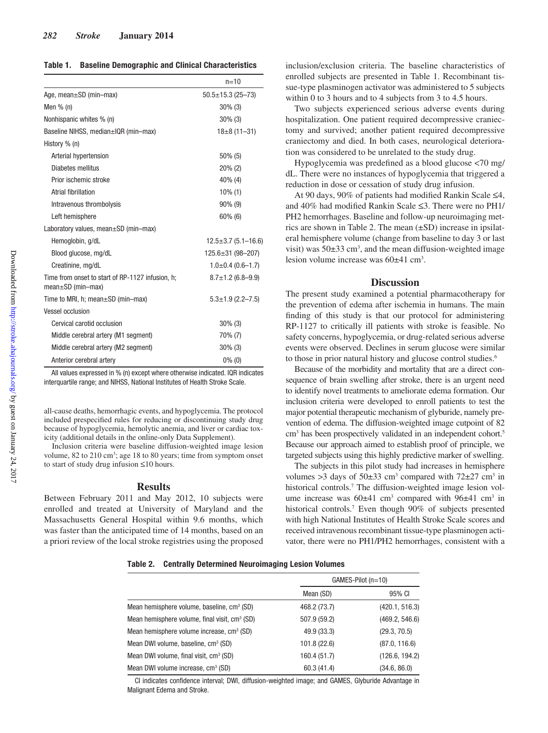**Table 1. Baseline Demographic and Clinical Characteristics**

| | n=10 |
|---|---|
| Age, mean±SD (min–max) | 50.5±15.3 (25–73) |
| Men % (n) | 30% (3) |
| Nonhispanic whites % (n) | 30% (3) |
| Baseline NIHSS, median±IQR (min–max) | 18±8 (11–31) |
| History % (n) | |
| Arterial hypertension | 50% (5) |
| Diabetes mellitus | 20% (2) |
| Prior ischemic stroke | 40% (4) |
| Atrial fibrillation | 10% (1) |
| Intravenous thrombolysis | 90% (9) |
| Left hemisphere | 60% (6) |
| Laboratory values, mean±SD (min–max) | |
| Hemoglobin, g/dL | 12.5±3.7 (5.1–16.6) |
| Blood glucose, mg/dL | 125.6±31 (98–207) |
| Creatinine, mg/dL | 1.0±0.4 (0.6–1.7) |
| Time from onset to start of RP-1127 infusion, h; mean±SD (min–max) | 8.7±1.2 (6.8–9.9) |
| Time to MRI, h; mean±SD (min–max) | 5.3±1.9 (2.2–7.5) |
| Vessel occlusion | |
| Cervical carotid occlusion | 30% (3) |
| Middle cerebral artery (M1 segment) | 70% (7) |
| Middle cerebral artery (M2 segment) | 30% (3) |
| Anterior cerebral artery | 0% (0) |

All values expressed in % (n) except where otherwise indicated. IQR indicates interquartile range; and NIHSS, National Institutes of Health Stroke Scale.

all-cause deaths, hemorrhagic events, and hypoglycemia. The protocol included prespecified rules for reducing or discontinuing study drug because of hypoglycemia, hemolytic anemia, and liver or cardiac toxicity (additional details in the online-only Data Supplement).

Inclusion criteria were baseline diffusion-weighted image lesion volume, 82 to 210 $cm^3$; age 18 to 80 years; time from symptom onset to start of study drug infusion ≤10 hours.

## Results

Between February 2011 and May 2012, 10 subjects were enrolled and treated at University of Maryland and the Massachusetts General Hospital within 9.6 months, which was faster than the anticipated time of 14 months, based on an a priori review of the local stroke registries using the proposed inclusion/exclusion criteria. The baseline characteristics of enrolled subjects are presented in Table 1. Recombinant tissue-type plasminogen activator was administered to 5 subjects within 0 to 3 hours and to 4 subjects from 3 to 4.5 hours.

Two subjects experienced serious adverse events during hospitalization. One patient required decompressive craniectomy and survived; another patient required decompressive craniectomy and died. In both cases, neurological deterioration was considered to be unrelated to the study drug.

Hypoglycemia was predefined as a blood glucose <70 mg/dL. There were no instances of hypoglycemia that triggered a reduction in dose or cessation of study drug infusion.

At 90 days, 90% of patients had modified Rankin Scale ≤4, and 40% had modified Rankin Scale ≤3. There were no PH1/PH2 hemorrhages. Baseline and follow-up neuroimaging metrics are shown in Table 2. The mean (±SD) increase in ipsilateral hemisphere volume (change from baseline to day 3 or last visit) was 50±33 $cm^3$, and the mean diffusion-weighted image lesion volume increase was 60±41 $cm^3$.

## Discussion

The present study examined a potential pharmacotherapy for the prevention of edema after ischemia in humans. The main finding of this study is that our protocol for administering RP-1127 to critically ill patients with stroke is feasible. No safety concerns, hypoglycemia, or drug-related serious adverse events were observed. Declines in serum glucose were similar to those in prior natural history and glucose control studies.[6]

Because of the morbidity and mortality that are a direct consequence of brain swelling after stroke, there is an urgent need to identify novel treatments to ameliorate edema formation. Our inclusion criteria were developed to enroll patients to test the major potential therapeutic mechanism of glyburide, namely prevention of edema. The diffusion-weighted image cutpoint of 82 $cm^3$ has been prospectively validated in an independent cohort.[5] Because our approach aimed to establish proof of principle, we targeted subjects using this highly predictive marker of swelling.

The subjects in this pilot study had increases in hemisphere volumes >3 days of 50±33 $cm^3$ compared with 72±27 $cm^3$ in historical controls.[7] The diffusion-weighted image lesion volume increase was 60±41 $cm^3$ compared with 96±41 $cm^3$ in historical controls.[7] Even though 90% of subjects presented with high National Institutes of Health Stroke Scale scores and received intravenous recombinant tissue-type plasminogen activator, there were no PH1/PH2 hemorrhages, consistent with a

**Table 2. Centrally Determined Neuroimaging Lesion Volumes**

| | GAMES-Pilot (n=10) | |
|---|---|---|
| | Mean (SD) | 95% CI |
| Mean hemisphere volume, baseline, $cm^3$ (SD) | 468.2 (73.7) | (420.1, 516.3) |
| Mean hemisphere volume, final visit, $cm^3$ (SD) | 507.9 (59.2) | (469.2, 546.6) |
| Mean hemisphere volume increase, $cm^3$ (SD) | 49.9 (33.3) | (29.3, 70.5) |
| Mean DWI volume, baseline, $cm^3$ (SD) | 101.8 (22.6) | (87.0, 116.6) |
| Mean DWI volume, final visit, $cm^3$ (SD) | 160.4 (51.7) | (126.6, 194.2) |
| Mean DWI volume increase, $cm^3$ (SD) | 60.3 (41.4) | (34.6, 86.0) |

CI indicates confidence interval; DWI, diffusion-weighted image; and GAMES, Glyburide Advantage in Malignant Edema and Stroke.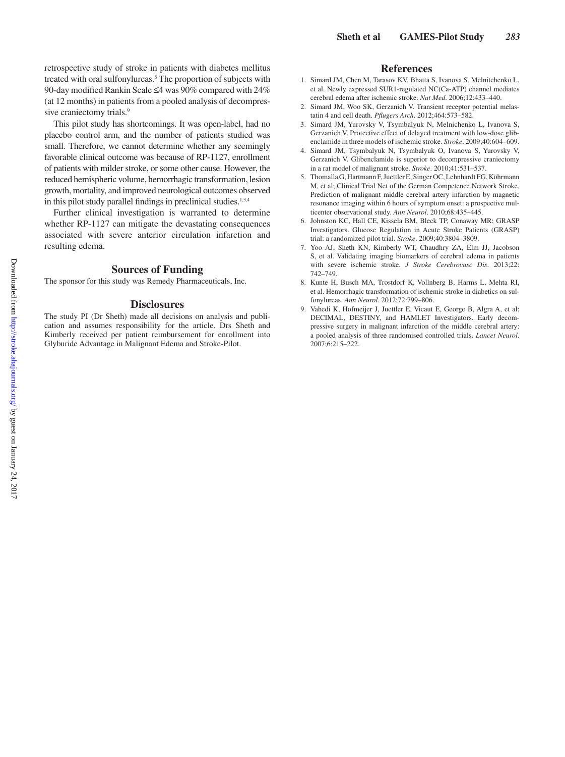retrospective study of stroke in patients with diabetes mellitus treated with oral sulfonylureas.[8] The proportion of subjects with 90-day modified Rankin Scale ≤4 was 90% compared with 24% (at 12 months) in patients from a pooled analysis of decompressive craniectomy trials.[9]

This pilot study has shortcomings. It was open-label, had no placebo control arm, and the number of patients studied was small. Therefore, we cannot determine whether any seemingly favorable clinical outcome was because of RP-1127, enrollment of patients with milder stroke, or some other cause. However, the reduced hemispheric volume, hemorrhagic transformation, lesion growth, mortality, and improved neurological outcomes observed in this pilot study parallel findings in preclinical studies.[1,3,4]

Further clinical investigation is warranted to determine whether RP-1127 can mitigate the devastating consequences associated with severe anterior circulation infarction and resulting edema.

## Sources of Funding

The sponsor for this study was Remedy Pharmaceuticals, Inc.

## Disclosures

The study PI (Dr Sheth) made all decisions on analysis and publication and assumes responsibility for the article. Drs Sheth and Kimberly received per patient reimbursement for enrollment into Glyburide Advantage in Malignant Edema and Stroke-Pilot.

## References

1. Simard JM, Chen M, Tarasov KV, Bhatta S, Ivanova S, Melnitchenko L, et al. Newly expressed SUR1-regulated NC(Ca-ATP) channel mediates cerebral edema after ischemic stroke. *Nat Med*. 2006;12:433–440.
2. Simard JM, Woo SK, Gerzanich V. Transient receptor potential melastatin 4 and cell death. *Pflugers Arch*. 2012;464:573–582.
3. Simard JM, Yurovsky V, Tsymbalyuk N, Melnichenko L, Ivanova S, Gerzanich V. Protective effect of delayed treatment with low-dose glibenclamide in three models of ischemic stroke. *Stroke*. 2009;40:604–609.
4. Simard JM, Tsymbalyuk N, Tsymbalyuk O, Ivanova S, Yurovsky V, Gerzanich V. Glibenclamide is superior to decompressive craniectomy in a rat model of malignant stroke. *Stroke*. 2010;41:531–537.
5. Thomalla G, Hartmann F, Juettler E, Singer OC, Lehnhardt FG, Köhrmann M, et al; Clinical Trial Net of the German Competence Network Stroke. Prediction of malignant middle cerebral artery infarction by magnetic resonance imaging within 6 hours of symptom onset: a prospective multicenter observational study. *Ann Neurol*. 2010;68:435–445.
6. Johnston KC, Hall CE, Kissela BM, Bleck TP, Conaway MR; GRASP Investigators. Glucose Regulation in Acute Stroke Patients (GRASP) trial: a randomized pilot trial. *Stroke*. 2009;40:3804–3809.
7. Yoo AJ, Sheth KN, Kimberly WT, Chaudhry ZA, Elm JJ, Jacobson S, et al. Validating imaging biomarkers of cerebral edema in patients with severe ischemic stroke. *J Stroke Cerebrovasc Dis*. 2013;22:742–749.
8. Kunte H, Busch MA, Trostdorf K, Vollnberg B, Harms L, Mehta RI, et al. Hemorrhagic transformation of ischemic stroke in diabetics on sulfonylureas. *Ann Neurol*. 2012;72:799–806.
9. Vahedi K, Hofmeijer J, Juettler E, Vicaut E, George B, Algra A, et al; DECIMAL, DESTINY, and HAMLET Investigators. Early decompressive surgery in malignant infarction of the middle cerebral artery: a pooled analysis of three randomised controlled trials. *Lancet Neurol*. 2007;6:215–222.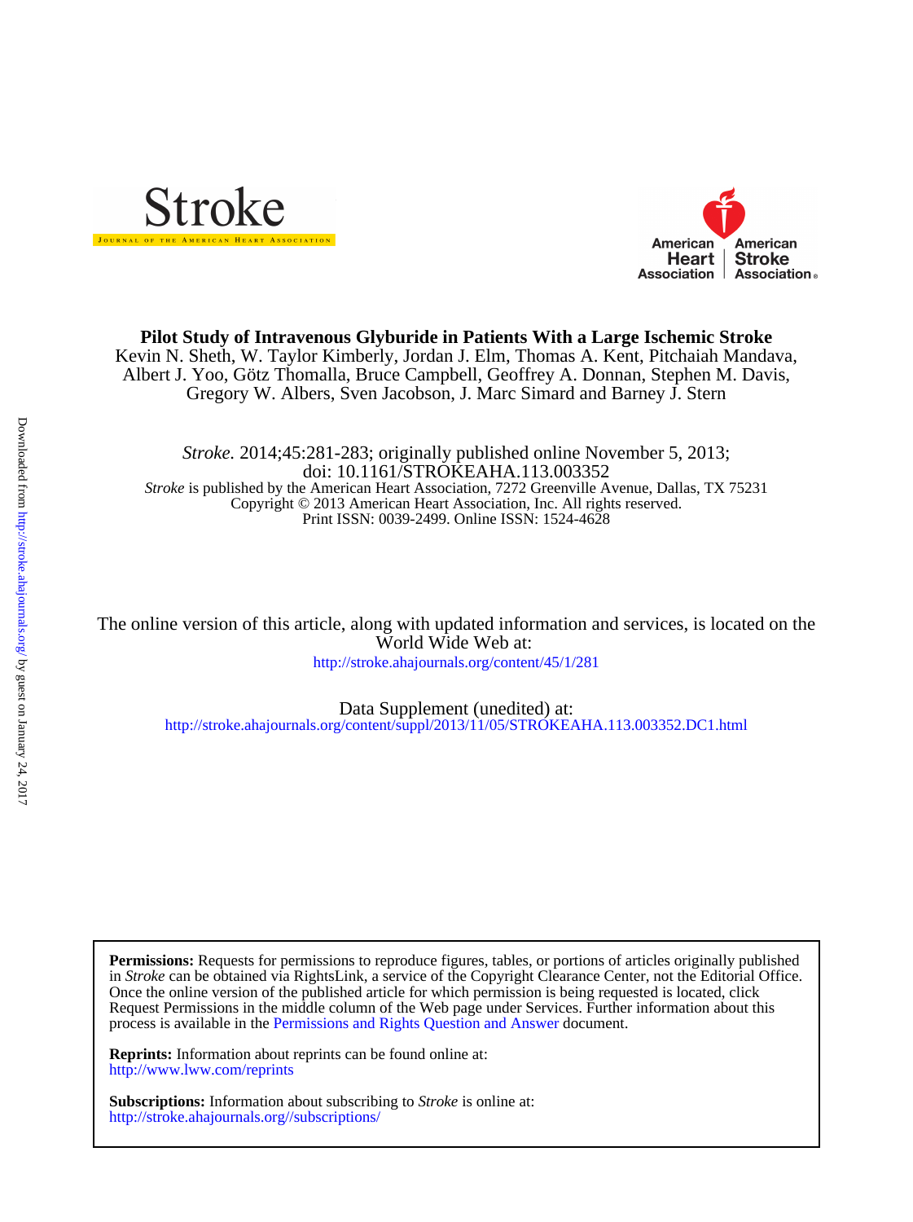# Pilot Study of Intravenous Glyburide in Patients With a Large Ischemic Stroke

Kevin N. Sheth, W. Taylor Kimberly, Jordan J. Elm, Thomas A. Kent, Pitchaiah Mandava, Albert J. Yoo, Götz Thomalla, Bruce Campbell, Geoffrey A. Donnan, Stephen M. Davis, Gregory W. Albers, Sven Jacobson, J. Marc Simard and Barney J. Stern

*Stroke.* 2014;45:281-283; originally published online November 5, 2013;
doi: 10.1161/STROKEAHA.113.003352
*Stroke* is published by the American Heart Association, 7272 Greenville Avenue, Dallas, TX 75231
Copyright © 2013 American Heart Association, Inc. All rights reserved.
Print ISSN: 0039-2499. Online ISSN: 1524-4628

The online version of this article, along with updated information and services, is located on the World Wide Web at:
http://stroke.ahajournals.org/content/45/1/281

Data Supplement (unedited) at:
http://stroke.ahajournals.org/content/suppl/2013/11/05/STROKEAHA.113.003352.DC1.html

**Permissions:** Requests for permissions to reproduce figures, tables, or portions of articles originally published in *Stroke* can be obtained via RightsLink, a service of the Copyright Clearance Center, not the Editorial Office. Once the online version of the published article for which permission is being requested is located, click Request Permissions in the middle column of the Web page under Services. Further information about this process is available in the Permissions and Rights Question and Answer document.

**Reprints:** Information about reprints can be found online at:
http://www.lww.com/reprints

**Subscriptions:** Information about subscribing to *Stroke* is online at:
http://stroke.ahajournals.org//subscriptions/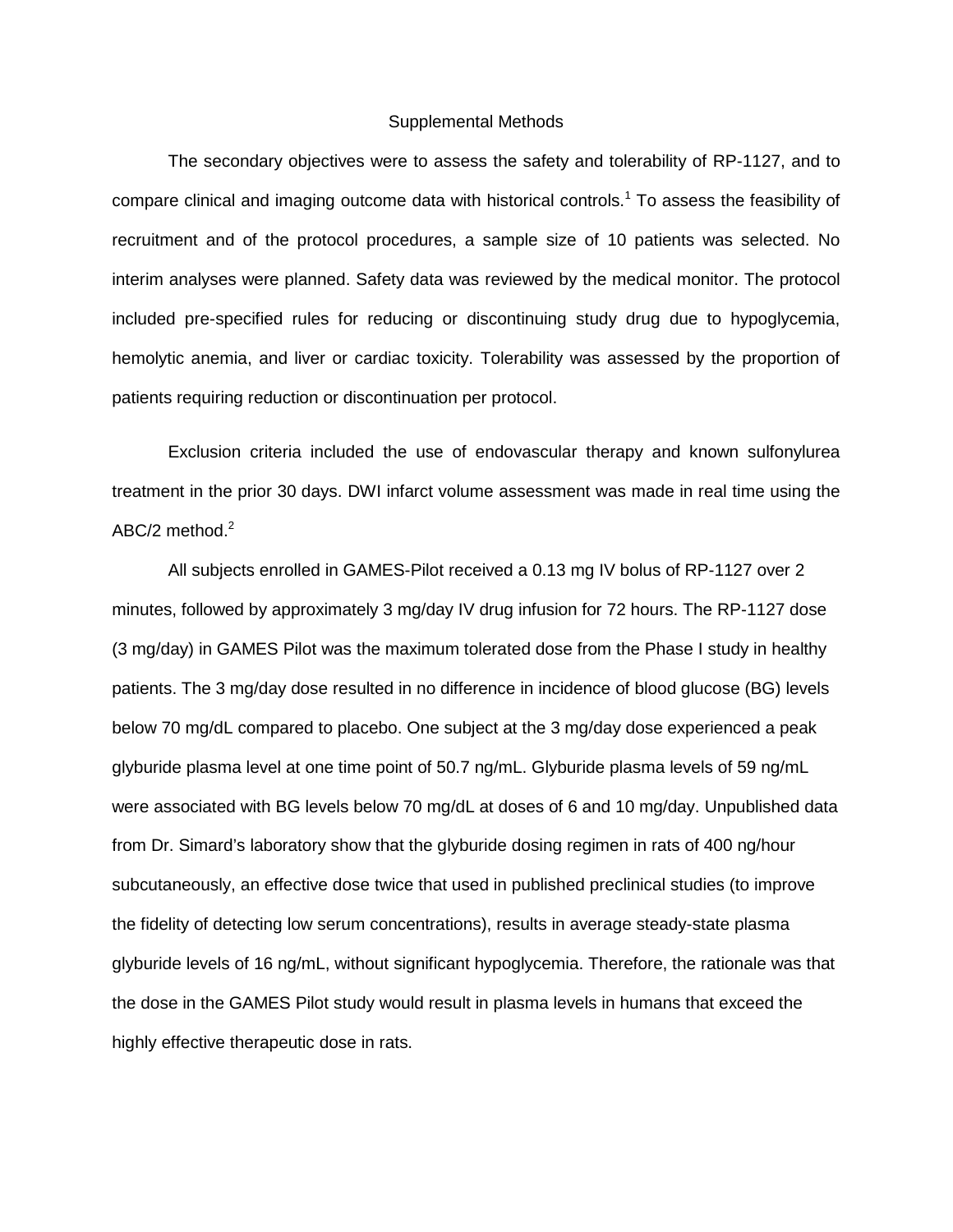# Supplemental Methods

The secondary objectives were to assess the safety and tolerability of RP-1127, and to compare clinical and imaging outcome data with historical controls.[1] To assess the feasibility of recruitment and of the protocol procedures, a sample size of 10 patients was selected. No interim analyses were planned. Safety data was reviewed by the medical monitor. The protocol included pre-specified rules for reducing or discontinuing study drug due to hypoglycemia, hemolytic anemia, and liver or cardiac toxicity. Tolerability was assessed by the proportion of patients requiring reduction or discontinuation per protocol.

Exclusion criteria included the use of endovascular therapy and known sulfonylurea treatment in the prior 30 days. DWI infarct volume assessment was made in real time using the ABC/2 method.[2]

All subjects enrolled in GAMES-Pilot received a 0.13 mg IV bolus of RP-1127 over 2 minutes, followed by approximately 3 mg/day IV drug infusion for 72 hours. The RP-1127 dose (3 mg/day) in GAMES Pilot was the maximum tolerated dose from the Phase I study in healthy patients. The 3 mg/day dose resulted in no difference in incidence of blood glucose (BG) levels below 70 mg/dL compared to placebo. One subject at the 3 mg/day dose experienced a peak glyburide plasma level at one time point of 50.7 ng/mL. Glyburide plasma levels of 59 ng/mL were associated with BG levels below 70 mg/dL at doses of 6 and 10 mg/day. Unpublished data from Dr. Simard's laboratory show that the glyburide dosing regimen in rats of 400 ng/hour subcutaneously, an effective dose twice that used in published preclinical studies (to improve the fidelity of detecting low serum concentrations), results in average steady-state plasma glyburide levels of 16 ng/mL, without significant hypoglycemia. Therefore, the rationale was that the dose in the GAMES Pilot study would result in plasma levels in humans that exceed the highly effective therapeutic dose in rats.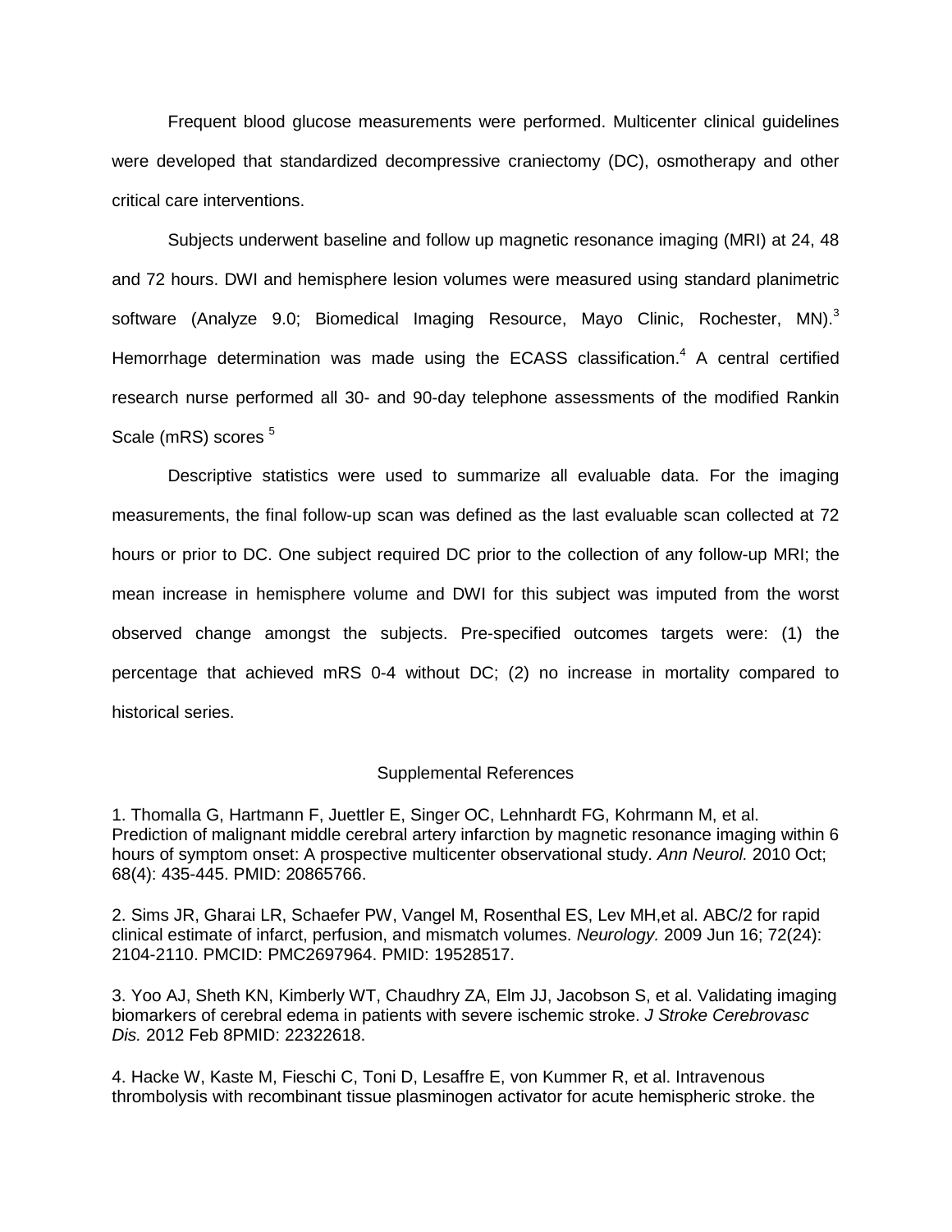Frequent blood glucose measurements were performed. Multicenter clinical guidelines were developed that standardized decompressive craniectomy (DC), osmotherapy and other critical care interventions.

Subjects underwent baseline and follow up magnetic resonance imaging (MRI) at 24, 48 and 72 hours. DWI and hemisphere lesion volumes were measured using standard planimetric software (Analyze 9.0; Biomedical Imaging Resource, Mayo Clinic, Rochester, MN).[3] Hemorrhage determination was made using the ECASS classification.[4] A central certified research nurse performed all 30- and 90-day telephone assessments of the modified Rankin Scale (mRS) scores [5]

Descriptive statistics were used to summarize all evaluable data. For the imaging measurements, the final follow-up scan was defined as the last evaluable scan collected at 72 hours or prior to DC. One subject required DC prior to the collection of any follow-up MRI; the mean increase in hemisphere volume and DWI for this subject was imputed from the worst observed change amongst the subjects. Pre-specified outcomes targets were: (1) the percentage that achieved mRS 0-4 without DC; (2) no increase in mortality compared to historical series.

## Supplemental References

1. Thomalla G, Hartmann F, Juettler E, Singer OC, Lehnhardt FG, Kohrmann M, et al. Prediction of malignant middle cerebral artery infarction by magnetic resonance imaging within 6 hours of symptom onset: A prospective multicenter observational study. *Ann Neurol.* 2010 Oct; 68(4): 435-445. PMID: 20865766.

2. Sims JR, Gharai LR, Schaefer PW, Vangel M, Rosenthal ES, Lev MH,et al. ABC/2 for rapid clinical estimate of infarct, perfusion, and mismatch volumes. *Neurology.* 2009 Jun 16; 72(24): 2104-2110. PMCID: PMC2697964. PMID: 19528517.

3. Yoo AJ, Sheth KN, Kimberly WT, Chaudhry ZA, Elm JJ, Jacobson S, et al. Validating imaging biomarkers of cerebral edema in patients with severe ischemic stroke. *J Stroke Cerebrovasc Dis.* 2012 Feb 8PMID: 22322618.

4. Hacke W, Kaste M, Fieschi C, Toni D, Lesaffre E, von Kummer R, et al. Intravenous thrombolysis with recombinant tissue plasminogen activator for acute hemispheric stroke. the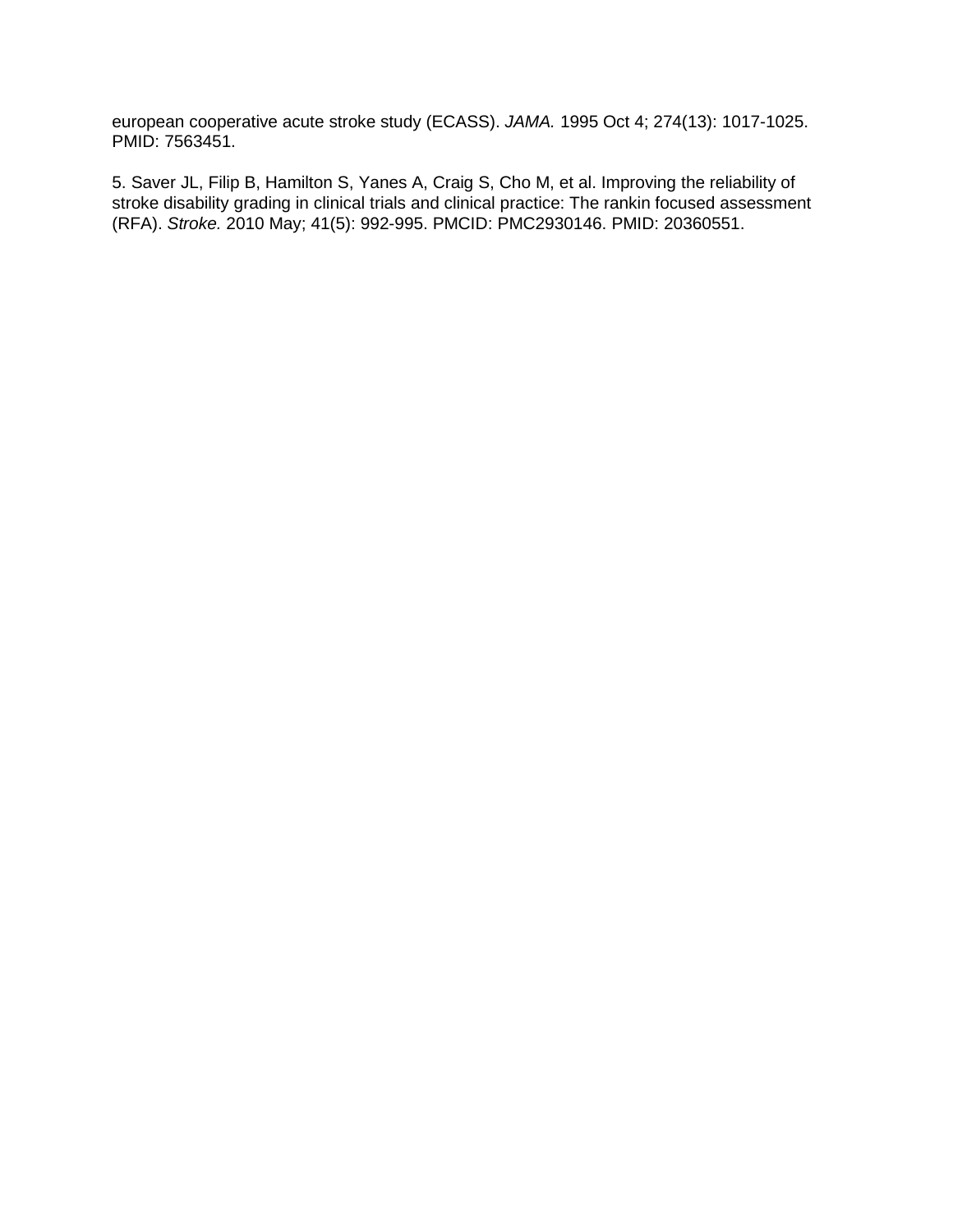european cooperative acute stroke study (ECASS). *JAMA.* 1995 Oct 4; 274(13): 1017-1025. PMID: 7563451.

5. Saver JL, Filip B, Hamilton S, Yanes A, Craig S, Cho M, et al. Improving the reliability of stroke disability grading in clinical trials and clinical practice: The rankin focused assessment (RFA). *Stroke.* 2010 May; 41(5): 992-995. PMCID: PMC2930146. PMID: 20360551.